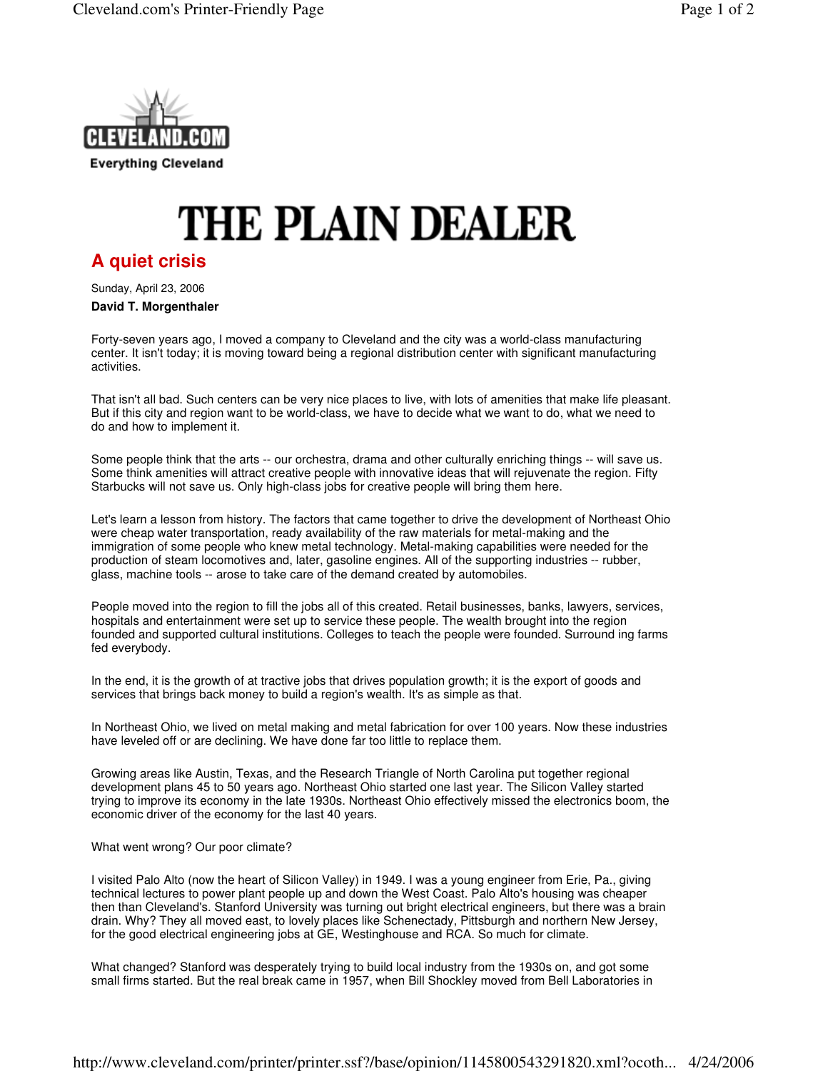THE PLAIN DEALER

# A quiet crisis

Sunday, April 23, 2006

**David T. Morgenthaler**

Forty-seven years ago, I moved a company to Cleveland and the city was a world-class manufacturing center. It isn't today; it is moving toward being a regional distribution center with significant manufacturing activities.

That isn't all bad. Such centers can be very nice places to live, with lots of amenities that make life pleasant. But if this city and region want to be world-class, we have to decide what we want to do, what we need to do and how to implement it.

Some people think that the arts -- our orchestra, drama and other culturally enriching things -- will save us. Some think amenities will attract creative people with innovative ideas that will rejuvenate the region. Fifty Starbucks will not save us. Only high-class jobs for creative people will bring them here.

Let's learn a lesson from history. The factors that came together to drive the development of Northeast Ohio were cheap water transportation, ready availability of the raw materials for metal-making and the immigration of some people who knew metal technology. Metal-making capabilities were needed for the production of steam locomotives and, later, gasoline engines. All of the supporting industries -- rubber, glass, machine tools -- arose to take care of the demand created by automobiles.

People moved into the region to fill the jobs all of this created. Retail businesses, banks, lawyers, services, hospitals and entertainment were set up to service these people. The wealth brought into the region founded and supported cultural institutions. Colleges to teach the people were founded. Surround ing farms fed everybody.

In the end, it is the growth of at tractive jobs that drives population growth; it is the export of goods and services that brings back money to build a region's wealth. It's as simple as that.

In Northeast Ohio, we lived on metal making and metal fabrication for over 100 years. Now these industries have leveled off or are declining. We have done far too little to replace them.

Growing areas like Austin, Texas, and the Research Triangle of North Carolina put together regional development plans 45 to 50 years ago. Northeast Ohio started one last year. The Silicon Valley started trying to improve its economy in the late 1930s. Northeast Ohio effectively missed the electronics boom, the economic driver of the economy for the last 40 years.

What went wrong? Our poor climate?

I visited Palo Alto (now the heart of Silicon Valley) in 1949. I was a young engineer from Erie, Pa., giving technical lectures to power plant people up and down the West Coast. Palo Alto's housing was cheaper then than Cleveland's. Stanford University was turning out bright electrical engineers, but there was a brain drain. Why? They all moved east, to lovely places like Schenectady, Pittsburgh and northern New Jersey, for the good electrical engineering jobs at GE, Westinghouse and RCA. So much for climate.

What changed? Stanford was desperately trying to build local industry from the 1930s on, and got some small firms started. But the real break came in 1957, when Bill Shockley moved from Bell Laboratories in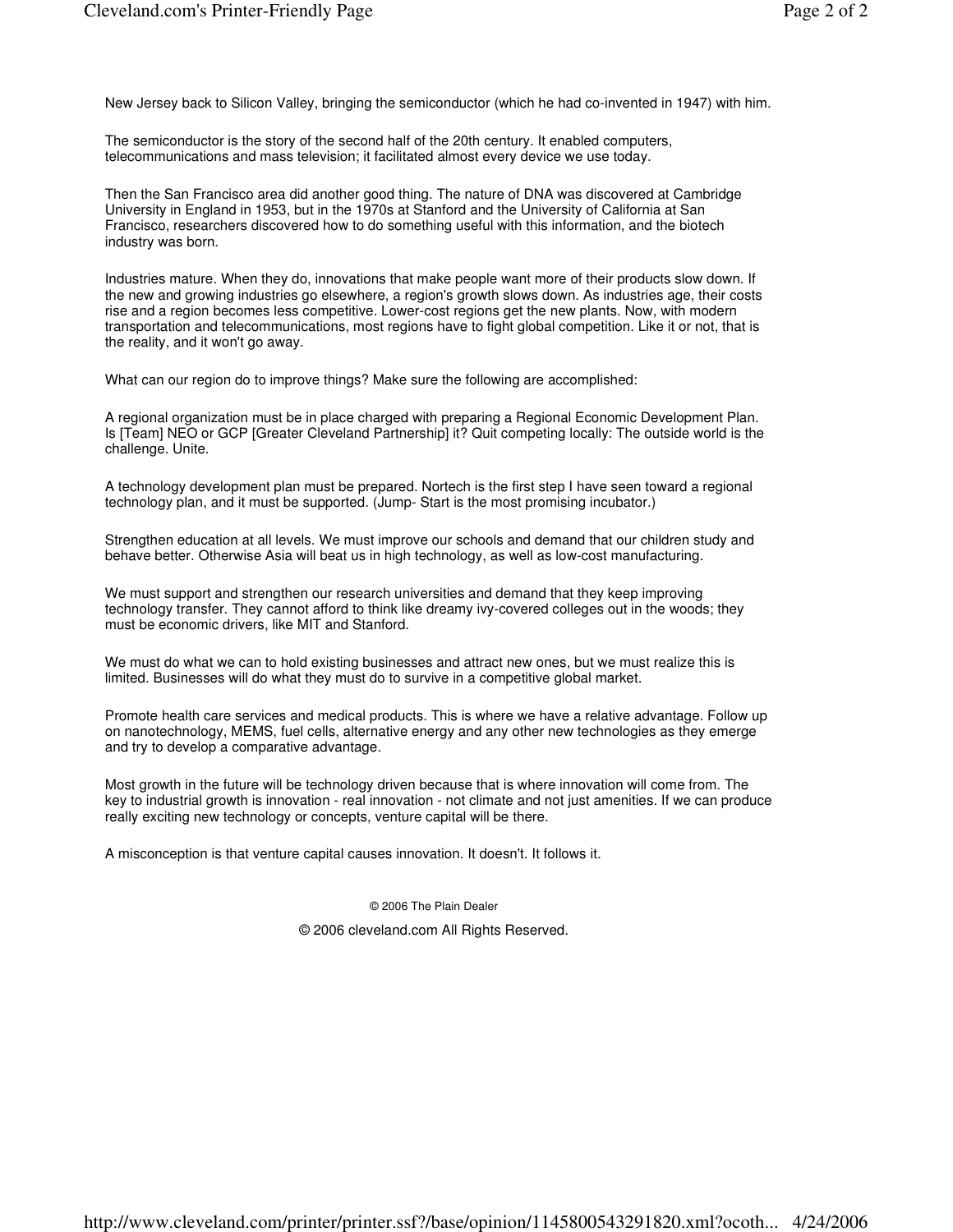New Jersey back to Silicon Valley, bringing the semiconductor (which he had co-invented in 1947) with him.

The semiconductor is the story of the second half of the 20th century. It enabled computers, telecommunications and mass television; it facilitated almost every device we use today.

Then the San Francisco area did another good thing. The nature of DNA was discovered at Cambridge University in England in 1953, but in the 1970s at Stanford and the University of California at San Francisco, researchers discovered how to do something useful with this information, and the biotech industry was born.

Industries mature. When they do, innovations that make people want more of their products slow down. If the new and growing industries go elsewhere, a region's growth slows down. As industries age, their costs rise and a region becomes less competitive. Lower-cost regions get the new plants. Now, with modern transportation and telecommunications, most regions have to fight global competition. Like it or not, that is the reality, and it won't go away.

What can our region do to improve things? Make sure the following are accomplished:

A regional organization must be in place charged with preparing a Regional Economic Development Plan. Is [Team] NEO or GCP [Greater Cleveland Partnership] it? Quit competing locally: The outside world is the challenge. Unite.

A technology development plan must be prepared. Nortech is the first step I have seen toward a regional technology plan, and it must be supported. (Jump- Start is the most promising incubator.)

Strengthen education at all levels. We must improve our schools and demand that our children study and behave better. Otherwise Asia will beat us in high technology, as well as low-cost manufacturing.

We must support and strengthen our research universities and demand that they keep improving technology transfer. They cannot afford to think like dreamy ivy-covered colleges out in the woods; they must be economic drivers, like MIT and Stanford.

We must do what we can to hold existing businesses and attract new ones, but we must realize this is limited. Businesses will do what they must do to survive in a competitive global market.

Promote health care services and medical products. This is where we have a relative advantage. Follow up on nanotechnology, MEMS, fuel cells, alternative energy and any other new technologies as they emerge and try to develop a comparative advantage.

Most growth in the future will be technology driven because that is where innovation will come from. The key to industrial growth is innovation - real innovation - not climate and not just amenities. If we can produce really exciting new technology or concepts, venture capital will be there.

A misconception is that venture capital causes innovation. It doesn't. It follows it.

© 2006 The Plain Dealer

© 2006 cleveland.com All Rights Reserved.